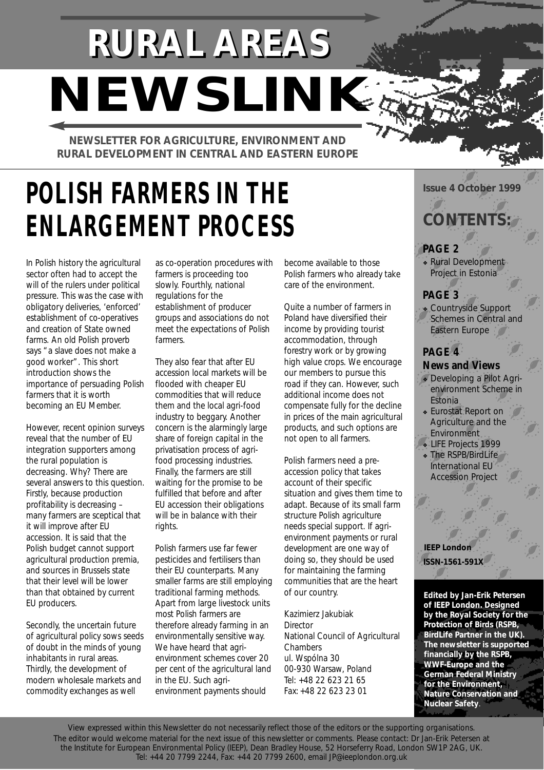# RURAL AREAS NEWSLINK

**NEWSLETTER FOR AGRICULTURE, ENVIRONMENT AND RURAL DEVELOPMENT IN CENTRAL AND EASTERN EUROPE**

**Issue 4 October 1999**

## CONTENTS:

**PAGE 2**

- Rural Development Project in Estonia

**PAGE 3**

- Countryside Support Schemes in Central and Eastern Europe

**PAGE 4**
**News and Views**

- Developing a Pilot Agri-environment Scheme in Estonia
- Eurostat Report on Agriculture and the Environment
- LIFE Projects 1999
- The RSPB/BirdLife International EU Accession Project

**IEEP London**
**ISSN-1561-591X**

**Edited by Jan-Erik Petersen of IEEP London. Designed by the Royal Society for the Protection of Birds (RSPB, BirdLife Partner in the UK). The newsletter is supported financially by the RSPB, WWF-Europe and the German Federal Ministry for the Environment, Nature Conservation and Nuclear Safety**.

# POLISH FARMERS IN THE ENLARGEMENT PROCESS

In Polish history the agricultural sector often had to accept the will of the rulers under political pressure. This was the case with obligatory deliveries, 'enforced' establishment of co-operatives and creation of State owned farms. An old Polish proverb says "a slave does not make a good worker". This short introduction shows the importance of persuading Polish farmers that it is worth becoming an EU Member.

However, recent opinion surveys reveal that the number of EU integration supporters among the rural population is decreasing. Why? There are several answers to this question. Firstly, because production profitability is decreasing – many farmers are sceptical that it will improve after EU accession. It is said that the Polish budget cannot support agricultural production premia, and sources in Brussels state that their level will be lower than that obtained by current EU producers.

Secondly, the uncertain future of agricultural policy sows seeds of doubt in the minds of young inhabitants in rural areas. Thirdly, the development of modern wholesale markets and commodity exchanges as well as co-operation procedures with farmers is proceeding too slowly. Fourthly, national regulations for the establishment of producer groups and associations do not meet the expectations of Polish farmers.

They also fear that after EU accession local markets will be flooded with cheaper EU commodities that will reduce them and the local agri-food industry to beggary. Another concern is the alarmingly large share of foreign capital in the privatisation process of agri-food processing industries. Finally, the farmers are still waiting for the promise to be fulfilled that before and after EU accession their obligations will be in balance with their rights.

Polish farmers use far fewer pesticides and fertilisers than their EU counterparts. Many smaller farms are still employing traditional farming methods. Apart from large livestock units most Polish farmers are therefore already farming in an environmentally sensitive way. We have heard that agri-environment schemes cover 20 per cent of the agricultural land in the EU. Such agri-environment payments should become available to those Polish farmers who already take care of the environment.

Quite a number of farmers in Poland have diversified their income by providing tourist accommodation, through forestry work or by growing high value crops. We encourage our members to pursue this road if they can. However, such additional income does not compensate fully for the decline in prices of the main agricultural products, and such options are not open to all farmers.

Polish farmers need a pre-accession policy that takes account of their specific situation and gives them time to adapt. Because of its small farm structure Polish agriculture needs special support. If agri-environment payments or rural development are one way of doing so, they should be used for maintaining the farming communities that are the heart of our country.

Kazimierz Jakubiak
Director
National Council of Agricultural Chambers
ul. Wspólna 30
00-930 Warsaw, Poland
Tel: +48 22 623 21 65
Fax: +48 22 623 23 01

View expressed within this Newsletter do not necessarily reflect those of the editors or the supporting organisations. The editor would welcome material for the next issue of this newsletter or comments. Please contact: Dr Jan-Erik Petersen at the Institute for European Environmental Policy (IEEP), Dean Bradley House, 52 Horseferry Road, London SW1P 2AG, UK. Tel: +44 20 7799 2244, Fax: +44 20 7799 2600, email JP@ieeplondon.org.uk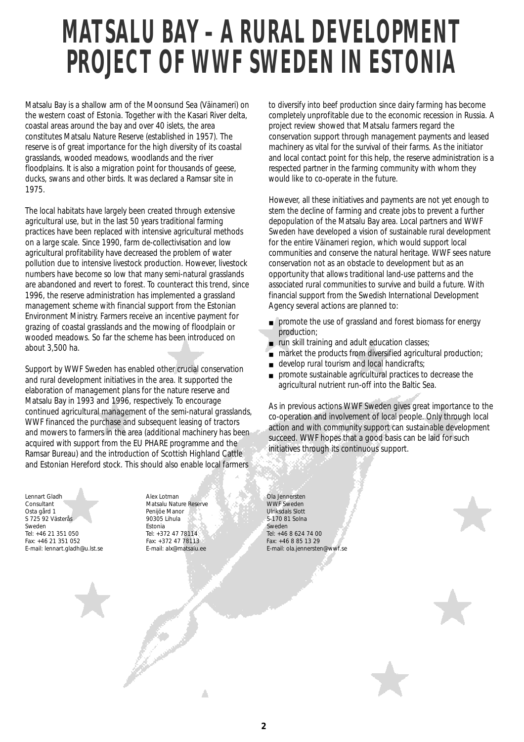# MATSALU BAY – A RURAL DEVELOPMENT PROJECT OF WWF SWEDEN IN ESTONIA

Matsalu Bay is a shallow arm of the Moonsund Sea (Väinameri) on the western coast of Estonia. Together with the Kasari River delta, coastal areas around the bay and over 40 islets, the area constitutes Matsalu Nature Reserve (established in 1957). The reserve is of great importance for the high diversity of its coastal grasslands, wooded meadows, woodlands and the river floodplains. It is also a migration point for thousands of geese, ducks, swans and other birds. It was declared a Ramsar site in 1975.

The local habitats have largely been created through extensive agricultural use, but in the last 50 years traditional farming practices have been replaced with intensive agricultural methods on a large scale. Since 1990, farm de-collectivisation and low agricultural profitability have decreased the problem of water pollution due to intensive livestock production. However, livestock numbers have become so low that many semi-natural grasslands are abandoned and revert to forest. To counteract this trend, since 1996, the reserve administration has implemented a grassland management scheme with financial support from the Estonian Environment Ministry. Farmers receive an incentive payment for grazing of coastal grasslands and the mowing of floodplain or wooded meadows. So far the scheme has been introduced on about 3,500 ha.

Support by WWF Sweden has enabled other crucial conservation and rural development initiatives in the area. It supported the elaboration of management plans for the nature reserve and Matsalu Bay in 1993 and 1996, respectively. To encourage continued agricultural management of the semi-natural grasslands, WWF financed the purchase and subsequent leasing of tractors and mowers to farmers in the area (additional machinery has been acquired with support from the EU PHARE programme and the Ramsar Bureau) and the introduction of Scottish Highland Cattle and Estonian Hereford stock. This should also enable local farmers to diversify into beef production since dairy farming has become completely unprofitable due to the economic recession in Russia. A project review showed that Matsalu farmers regard the conservation support through management payments and leased machinery as vital for the survival of their farms. As the initiator and local contact point for this help, the reserve administration is a respected partner in the farming community with whom they would like to co-operate in the future.

However, all these initiatives and payments are not yet enough to stem the decline of farming and create jobs to prevent a further depopulation of the Matsalu Bay area. Local partners and WWF Sweden have developed a vision of sustainable rural development for the entire Väinameri region, which would support local communities and conserve the natural heritage. WWF sees nature conservation not as an obstacle to development but as an opportunity that allows traditional land-use patterns and the associated rural communities to survive and build a future. With financial support from the Swedish International Development Agency several actions are planned to:

- promote the use of grassland and forest biomass for energy production;
- run skill training and adult education classes;
- market the products from diversified agricultural production;
- develop rural tourism and local handicrafts;
- promote sustainable agricultural practices to decrease the agricultural nutrient run-off into the Baltic Sea.

As in previous actions WWF Sweden gives great importance to the co-operation and involvement of local people. Only through local action and with community support can sustainable development succeed. WWF hopes that a good basis can be laid for such initiatives through its continuous support.

Lennart Gladh
Consultant
Osta gård 1
S 725 92 Västerås
Sweden
Tel: +46 21 351 050
Fax: +46 21 351 052
E-mail: lennart.gladh@u.lst.se

Alex Lotman
Matsalu Nature Reserve
Penijõe Manor
90305 Lihula
Estonia
Tel: +372 47 78114
Fax: +372 47 78113
E-mail: alx@matsalu.ee

Ola Jennersten
WWF Sweden
Ulriksdals Slott
S-170 81 Solna
Sweden
Tel: +46 8 624 74 00
Fax: +46 8 85 13 29
E-mail: ola.jennersten@wwf.se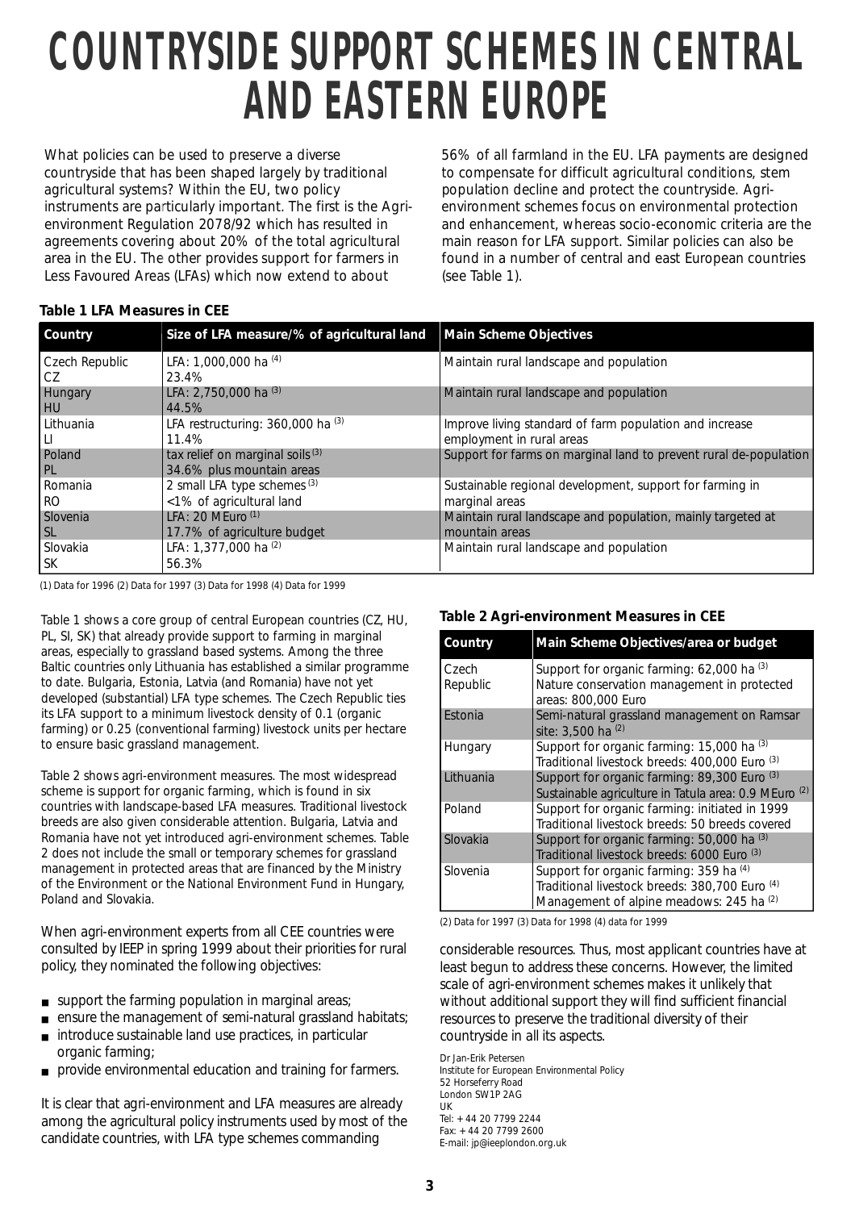# COUNTRYSIDE SUPPORT SCHEMES IN CENTRAL AND EASTERN EUROPE

What policies can be used to preserve a diverse countryside that has been shaped largely by traditional agricultural systems? Within the EU, two policy instruments are particularly important. The first is the Agri-environment Regulation 2078/92 which has resulted in agreements covering about 20% of the total agricultural area in the EU. The other provides support for farmers in Less Favoured Areas (LFAs) which now extend to about 56% of all farmland in the EU. LFA payments are designed to compensate for difficult agricultural conditions, stem population decline and protect the countryside. Agri-environment schemes focus on environmental protection and enhancement, whereas socio-economic criteria are the main reason for LFA support. Similar policies can also be found in a number of central and east European countries (see Table 1).

**Table 1 LFA Measures in CEE**

| Country | Size of LFA measure/% of agricultural land | Main Scheme Objectives |
|---|---|---|
| Czech Republic CZ | LFA: 1,000,000 ha (4) 23.4% | Maintain rural landscape and population |
| Hungary HU | LFA: 2,750,000 ha (3) 44.5% | Maintain rural landscape and population |
| Lithuania LI | LFA restructuring: 360,000 ha (3) 11.4% | Improve living standard of farm population and increase employment in rural areas |
| Poland PL | tax relief on marginal soils (3) 34.6% plus mountain areas | Support for farms on marginal land to prevent rural de-population |
| Romania RO | 2 small LFA type schemes (3) <1% of agricultural land | Sustainable regional development, support for farming in marginal areas |
| Slovenia SL | LFA: 20 MEuro (1) 17.7% of agriculture budget | Maintain rural landscape and population, mainly targeted at mountain areas |
| Slovakia SK | LFA: 1,377,000 ha (2) 56.3% | Maintain rural landscape and population |

(1) Data for 1996 (2) Data for 1997 (3) Data for 1998 (4) Data for 1999

Table 1 shows a core group of central European countries (CZ, HU, PL, SI, SK) that already provide support to farming in marginal areas, especially to grassland based systems. Among the three Baltic countries only Lithuania has established a similar programme to date. Bulgaria, Estonia, Latvia (and Romania) have not yet developed (substantial) LFA type schemes. The Czech Republic ties its LFA support to a minimum livestock density of 0.1 (organic farming) or 0.25 (conventional farming) livestock units per hectare to ensure basic grassland management.

Table 2 shows agri-environment measures. The most widespread scheme is support for organic farming, which is found in six countries with landscape-based LFA measures. Traditional livestock breeds are also given considerable attention. Bulgaria, Latvia and Romania have not yet introduced agri-environment schemes. Table 2 does not include the small or temporary schemes for grassland management in protected areas that are financed by the Ministry of the Environment or the National Environment Fund in Hungary, Poland and Slovakia.

When agri-environment experts from all CEE countries were consulted by IEEP in spring 1999 about their priorities for rural policy, they nominated the following objectives:

- support the farming population in marginal areas;
- ensure the management of semi-natural grassland habitats;
- introduce sustainable land use practices, in particular organic farming;
- provide environmental education and training for farmers.

It is clear that agri-environment and LFA measures are already among the agricultural policy instruments used by most of the candidate countries, with LFA type schemes commanding considerable resources. Thus, most applicant countries have at least begun to address these concerns. However, the limited scale of agri-environment schemes makes it unlikely that without additional support they will find sufficient financial resources to preserve the traditional diversity of their countryside in all its aspects.

**Table 2 Agri-environment Measures in CEE**

| Country | Main Scheme Objectives/area or budget |
|---|---|
| Czech Republic | Support for organic farming: 62,000 ha (3) Nature conservation management in protected areas: 800,000 Euro |
| Estonia | Semi-natural grassland management on Ramsar site: 3,500 ha (2) |
| Hungary | Support for organic farming: 15,000 ha (3) Traditional livestock breeds: 400,000 Euro (3) |
| Lithuania | Support for organic farming: 89,300 Euro (3) Sustainable agriculture in Tatula area: 0.9 MEuro (2) |
| Poland | Support for organic farming: initiated in 1999 Traditional livestock breeds: 50 breeds covered |
| Slovakia | Support for organic farming: 50,000 ha (3) Traditional livestock breeds: 6000 Euro (3) |
| Slovenia | Support for organic farming: 359 ha (4) Traditional livestock breeds: 380,700 Euro (4) Management of alpine meadows: 245 ha (2) |

(2) Data for 1997 (3) Data for 1998 (4) data for 1999

Dr Jan-Erik Petersen
Institute for European Environmental Policy
52 Horseferry Road
London SW1P 2AG
UK
Tel: +44 20 7799 2244
Fax: +44 20 7799 2600
E-mail: jp@ieeplondon.org.uk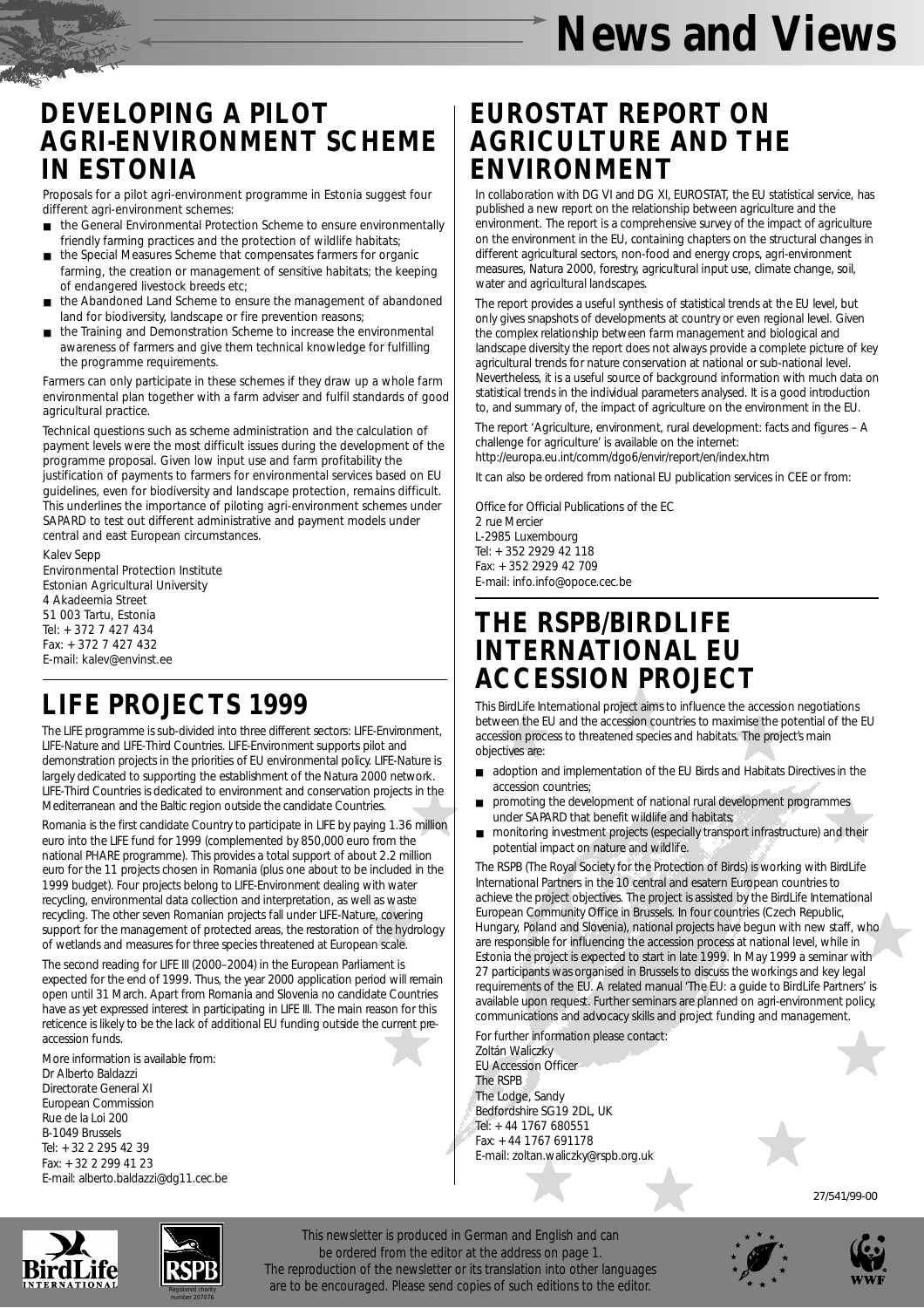## DEVELOPING A PILOT AGRI-ENVIRONMENT SCHEME IN ESTONIA

Proposals for a pilot agri-environment programme in Estonia suggest four different agri-environment schemes:

- the General Environmental Protection Scheme to ensure environmentally friendly farming practices and the protection of wildlife habitats;
- the Special Measures Scheme that compensates farmers for organic farming, the creation or management of sensitive habitats; the keeping of endangered livestock breeds etc;
- the Abandoned Land Scheme to ensure the management of abandoned land for biodiversity, landscape or fire prevention reasons;
- the Training and Demonstration Scheme to increase the environmental awareness of farmers and give them technical knowledge for fulfilling the programme requirements.

Farmers can only participate in these schemes if they draw up a whole farm environmental plan together with a farm adviser and fulfil standards of good agricultural practice.

Technical questions such as scheme administration and the calculation of payment levels were the most difficult issues during the development of the programme proposal. Given low input use and farm profitability the justification of payments to farmers for environmental services based on EU guidelines, even for biodiversity and landscape protection, remains difficult. This underlines the importance of piloting agri-environment schemes under SAPARD to test out different administrative and payment models under central and east European circumstances.

Kalev Sepp
Environmental Protection Institute
Estonian Agricultural University
4 Akadeemia Street
51 003 Tartu, Estonia
Tel: +372 7 427 434
Fax: +372 7 427 432
E-mail: kalev@envinst.ee

## LIFE PROJECTS 1999

The LIFE programme is sub-divided into three different sectors: LIFE-Environment, LIFE-Nature and LIFE-Third Countries. LIFE-Environment supports pilot and demonstration projects in the priorities of EU environmental policy. LIFE-Nature is largely dedicated to supporting the establishment of the Natura 2000 network. LIFE-Third Countries is dedicated to environment and conservation projects in the Mediterranean and the Baltic region outside the candidate Countries.

Romania is the first candidate Country to participate in LIFE by paying 1.36 million euro into the LIFE fund for 1999 (complemented by 850,000 euro from the national PHARE programme). This provides a total support of about 2.2 million euro for the 11 projects chosen in Romania (plus one about to be included in the 1999 budget). Four projects belong to LIFE-Environment dealing with water recycling, environmental data collection and interpretation, as well as waste recycling. The other seven Romanian projects fall under LIFE-Nature, covering support for the management of protected areas, the restoration of the hydrology of wetlands and measures for three species threatened at European scale.

The second reading for LIFE III (2000–2004) in the European Parliament is expected for the end of 1999. Thus, the year 2000 application period will remain open until 31 March. Apart from Romania and Slovenia no candidate Countries have as yet expressed interest in participating in LIFE III. The main reason for this reticence is likely to be the lack of additional EU funding outside the current pre-accession funds.

More information is available from:
Dr Alberto Baldazzi
Directorate General XI
European Commission
Rue de la Loi 200
B-1049 Brussels
Tel: +32 2 295 42 39
Fax: +32 2 299 41 23
E-mail: alberto.baldazzi@dg11.cec.be

## EUROSTAT REPORT ON AGRICULTURE AND THE ENVIRONMENT

In collaboration with DG VI and DG XI, EUROSTAT, the EU statistical service, has published a new report on the relationship between agriculture and the environment. The report is a comprehensive survey of the impact of agriculture on the environment in the EU, containing chapters on the structural changes in different agricultural sectors, non-food and energy crops, agri-environment measures, Natura 2000, forestry, agricultural input use, climate change, soil, water and agricultural landscapes.

The report provides a useful synthesis of statistical trends at the EU level, but only gives snapshots of developments at country or even regional level. Given the complex relationship between farm management and biological and landscape diversity the report does not always provide a complete picture of key agricultural trends for nature conservation at national or sub-national level. Nevertheless, it is a useful source of background information with much data on statistical trends in the individual parameters analysed. It is a good introduction to, and summary of, the impact of agriculture on the environment in the EU.

The report 'Agriculture, environment, rural development: facts and figures – A challenge for agriculture' is available on the internet:
http://europa.eu.int/comm/dgo6/envir/report/en/index.htm

It can also be ordered from national EU publication services in CEE or from:

Office for Official Publications of the EC
2 rue Mercier
L-2985 Luxembourg
Tel: +352 2929 42 118
Fax: +352 2929 42 709
E-mail: info.info@opoce.cec.be

## THE RSPB/BIRDLIFE INTERNATIONAL EU ACCESSION PROJECT

This BirdLife International project aims to influence the accession negotiations between the EU and the accession countries to maximise the potential of the EU accession process to threatened species and habitats. The project's main objectives are:

- adoption and implementation of the EU Birds and Habitats Directives in the accession countries;
- promoting the development of national rural development programmes under SAPARD that benefit wildlife and habitats;
- monitoring investment projects (especially transport infrastructure) and their potential impact on nature and wildlife.

The RSPB (The Royal Society for the Protection of Birds) is working with BirdLife International Partners in the 10 central and esatern European countries to achieve the project objectives. The project is assisted by the BirdLife International European Community Office in Brussels. In four countries (Czech Republic, Hungary, Poland and Slovenia), national projects have begun with new staff, who are responsible for influencing the accession process at national level, while in Estonia the project is expected to start in late 1999. In May 1999 a seminar with 27 participants was organised in Brussels to discuss the workings and key legal requirements of the EU. A related manual 'The EU: a guide to BirdLife Partners' is available upon request. Further seminars are planned on agri-environment policy, communications and advocacy skills and project funding and management.

For further information please contact:
Zoltán Waliczky
EU Accession Officer
The RSPB
The Lodge, Sandy
Bedfordshire SG19 2DL, UK
Tel: +44 1767 680551
Fax: +44 1767 691178
E-mail: zoltan.waliczky@rspb.org.uk

27/541/99-00

This newsletter is produced in German and English and can be ordered from the editor at the address on page 1. The reproduction of the newsletter or its translation into other languages are to be encouraged. Please send copies of such editions to the editor.

Registered charity number 207076